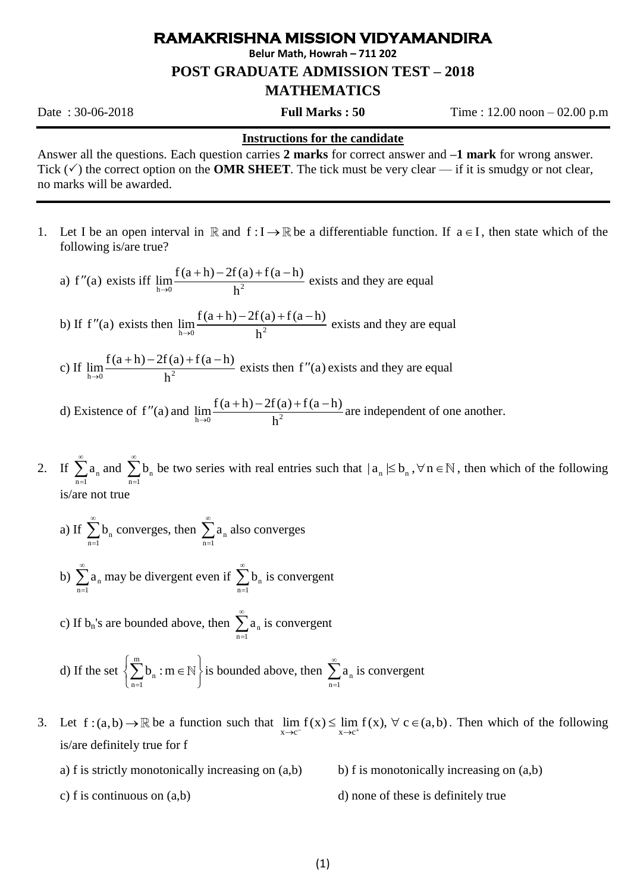# RAMAKRISHNA MISSION VIDYAMANDIRA

**Belur Math, Howrah – 711 202**

## POST GRADUATE ADMISSION TEST – 2018

## MATHEMATICS

Date : 30-06-2018 **Full Marks : 50** Time : 12.00 noon – 02.00 p.m

---

**Instructions for the candidate**

Answer all the questions. Each question carries **2 marks** for correct answer and **–1 mark** for wrong answer. Tick (✓) the correct option on the **OMR SHEET**. The tick must be very clear — if it is smudgy or not clear, no marks will be awarded.

---

1. Let I be an open interval in $\mathbb{R}$ and $f : I \to \mathbb{R}$ be a differentiable function. If $a \in I$, then state which of the following is/are true?

   a) $f''(a)$ exists iff $\lim_{h\to 0}\frac{f(a+h)-2f(a)+f(a-h)}{h^2}$ exists and they are equal

   b) If $f''(a)$ exists then $\lim_{h\to 0}\frac{f(a+h)-2f(a)+f(a-h)}{h^2}$ exists and they are equal

   c) If $\lim_{h\to 0}\frac{f(a+h)-2f(a)+f(a-h)}{h^2}$ exists then $f''(a)$ exists and they are equal

   d) Existence of $f''(a)$ and $\lim_{h\to 0}\frac{f(a+h)-2f(a)+f(a-h)}{h^2}$ are independent of one another.

2. If $\sum_{n=1}^{\infty} a_n$ and $\sum_{n=1}^{\infty} b_n$ be two series with real entries such that $|a_n| \le b_n, \forall n \in \mathbb{N}$, then which of the following is/are not true

   a) If $\sum_{n=1}^{\infty} b_n$ converges, then $\sum_{n=1}^{\infty} a_n$ also converges

   b) $\sum_{n=1}^{\infty} a_n$ may be divergent even if $\sum_{n=1}^{\infty} b_n$ is convergent

   c) If $b_n$'s are bounded above, then $\sum_{n=1}^{\infty} a_n$ is convergent

   d) If the set $\left\{\sum_{n=1}^{m} b_n : m \in \mathbb{N}\right\}$ is bounded above, then $\sum_{n=1}^{\infty} a_n$ is convergent

3. Let $f : (a,b) \to \mathbb{R}$ be a function such that $\lim_{x\to c^-} f(x) \le \lim_{x\to c^+} f(x), \ \forall\ c \in (a,b)$. Then which of the following is/are definitely true for f

   a) f is strictly monotonically increasing on (a,b)

   b) f is monotonically increasing on (a,b)

   c) f is continuous on (a,b)

   d) none of these is definitely true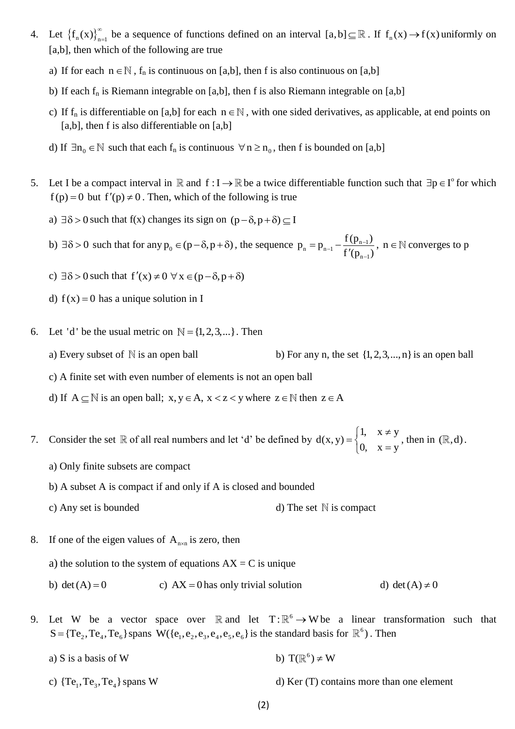4. Let $\{f_n(x)\}_{n=1}^{\infty}$ be a sequence of functions defined on an interval $[a,b] \subseteq \mathbb{R}$. If $f_n(x) \to f(x)$ uniformly on [a,b], then which of the following are true

   a) If for each $n \in \mathbb{N}$, $f_n$ is continuous on [a,b], then f is also continuous on [a,b]

   b) If each $f_n$ is Riemann integrable on [a,b], then f is also Riemann integrable on [a,b]

   c) If $f_n$ is differentiable on [a,b] for each $n \in \mathbb{N}$, with one sided derivatives, as applicable, at end points on [a,b], then f is also differentiable on [a,b]

   d) If $\exists n_0 \in \mathbb{N}$ such that each $f_n$ is continuous $\forall\, n \geq n_0$, then f is bounded on [a,b]

5. Let I be a compact interval in $\mathbb{R}$ and $f : I \to \mathbb{R}$ be a twice differentiable function such that $\exists p \in I^{o}$ for which $f(p) = 0$ but $f'(p) \neq 0$. Then, which of the following is true

   a) $\exists \delta > 0$ such that f(x) changes its sign on $(p-\delta, p+\delta) \subseteq I$

   b) $\exists \delta > 0$ such that for any $p_0 \in (p-\delta, p+\delta)$, the sequence $p_n = p_{n-1} - \dfrac{f(p_{n-1})}{f'(p_{n-1})}$, $n \in \mathbb{N}$ converges to p

   c) $\exists \delta > 0$ such that $f'(x) \neq 0 \ \forall\, x \in (p-\delta, p+\delta)$

   d) $f(x) = 0$ has a unique solution in I

6. Let 'd' be the usual metric on $\mathbb{N} = \{1, 2, 3, ...\}$. Then

   a) Every subset of $\mathbb{N}$ is an open ball

   b) For any n, the set $\{1, 2, 3, ..., n\}$ is an open ball

   c) A finite set with even number of elements is not an open ball

   d) If $A \subseteq \mathbb{N}$ is an open ball; $x, y \in A$, $x < z < y$ where $z \in \mathbb{N}$ then $z \in A$

7. Consider the set $\mathbb{R}$ of all real numbers and let 'd' be defined by $d(x,y) = \begin{cases} 1, & x \neq y \\ 0, & x = y \end{cases}$, then in $(\mathbb{R}, d)$.

   a) Only finite subsets are compact

   b) A subset A is compact if and only if A is closed and bounded

   c) Any set is bounded

   d) The set $\mathbb{N}$ is compact

8. If one of the eigen values of $A_{n\times n}$ is zero, then

   a) the solution to the system of equations AX = C is unique

   b) $\det(A) = 0$

   c) $AX = 0$ has only trivial solution

   d) $\det(A) \neq 0$

9. Let W be a vector space over $\mathbb{R}$ and let $T : \mathbb{R}^6 \to W$ be a linear transformation such that $S = \{Te_2, Te_4, Te_6\}$ spans W($\{e_1, e_2, e_3, e_4, e_5, e_6\}$ is the standard basis for $\mathbb{R}^6$). Then

   a) S is a basis of W

   b) $T(\mathbb{R}^6) \neq W$

   c) $\{Te_1, Te_3, Te_4\}$ spans W

   d) Ker (T) contains more than one element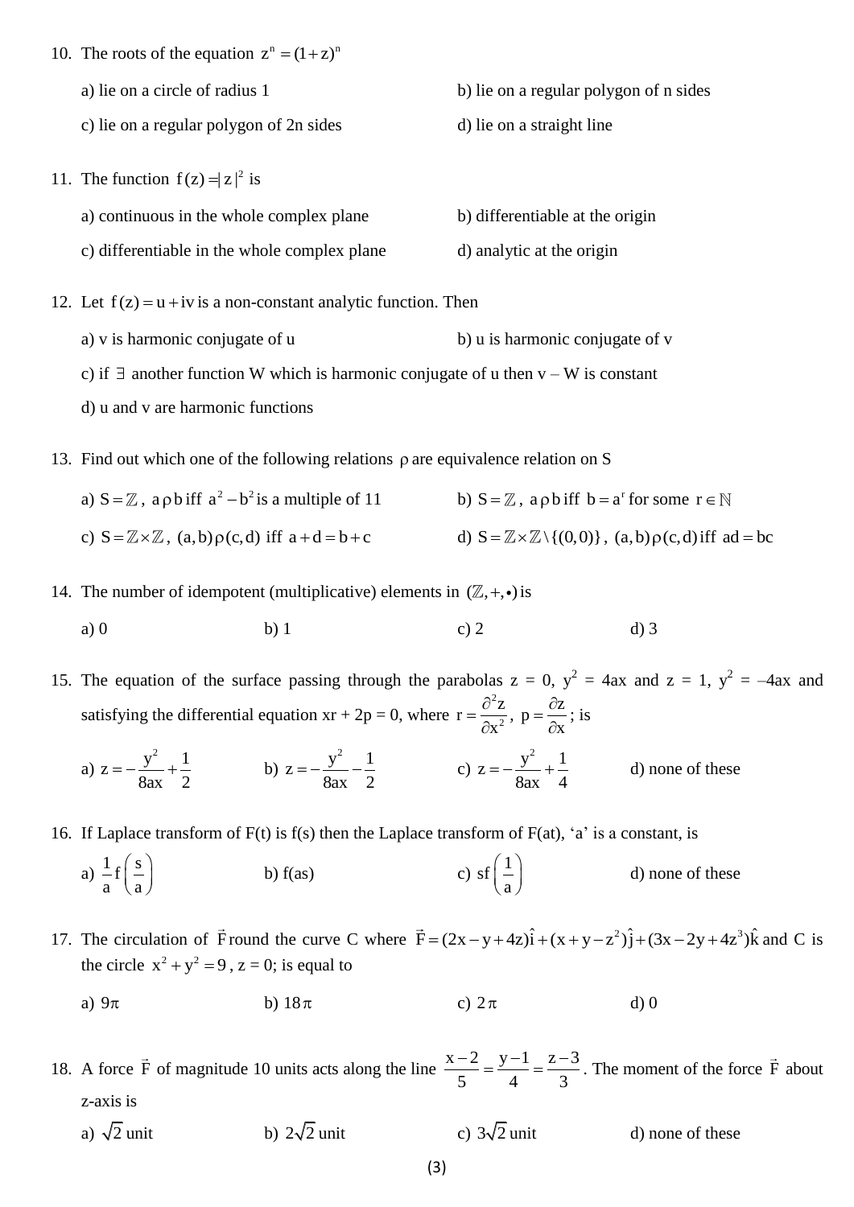10. The roots of the equation $z^n = (1+z)^n$

    a) lie on a circle of radius 1
    b) lie on a regular polygon of n sides
    c) lie on a regular polygon of 2n sides
    d) lie on a straight line

11. The function $f(z) = |z|^2$ is

    a) continuous in the whole complex plane
    b) differentiable at the origin
    c) differentiable in the whole complex plane
    d) analytic at the origin

12. Let $f(z) = u + iv$ is a non-constant analytic function. Then

    a) v is harmonic conjugate of u
    b) u is harmonic conjugate of v
    c) if $\exists$ another function W which is harmonic conjugate of u then v – W is constant
    d) u and v are harmonic functions

13. Find out which one of the following relations $\rho$ are equivalence relation on S

    a) $S = \mathbb{Z}$, $a \rho b$ iff $a^2 - b^2$ is a multiple of 11
    b) $S = \mathbb{Z}$, $a \rho b$ iff $b = a^r$ for some $r \in \mathbb{N}$
    c) $S = \mathbb{Z} \times \mathbb{Z}$, $(a,b) \rho (c,d)$ iff $a + d = b + c$
    d) $S = \mathbb{Z} \times \mathbb{Z} \setminus \{(0,0)\}$, $(a,b) \rho (c,d)$ iff $ad = bc$

14. The number of idempotent (multiplicative) elements in $(\mathbb{Z}, +, \bullet)$ is

    a) 0
    b) 1
    c) 2
    d) 3

15. The equation of the surface passing through the parabolas z = 0, $y^2 = 4ax$ and z = 1, $y^2 = -4ax$ and satisfying the differential equation xr + 2p = 0, where $r = \dfrac{\partial^2 z}{\partial x^2}$, $p = \dfrac{\partial z}{\partial x}$; is

    a) $z = -\dfrac{y^2}{8ax} + \dfrac{1}{2}$
    b) $z = -\dfrac{y^2}{8ax} - \dfrac{1}{2}$
    c) $z = -\dfrac{y^2}{8ax} + \dfrac{1}{4}$
    d) none of these

16. If Laplace transform of F(t) is f(s) then the Laplace transform of F(at), 'a' is a constant, is

    a) $\dfrac{1}{a} f\left(\dfrac{s}{a}\right)$
    b) f(as)
    c) $s f\left(\dfrac{1}{a}\right)$
    d) none of these

17. The circulation of $\vec{F}$ round the curve C where $\vec{F} = (2x - y + 4z)\hat{i} + (x + y - z^2)\hat{j} + (3x - 2y + 4z^3)\hat{k}$ and C is the circle $x^2 + y^2 = 9$, z = 0; is equal to

    a) $9\pi$
    b) $18\pi$
    c) $2\pi$
    d) 0

18. A force $\vec{F}$ of magnitude 10 units acts along the line $\dfrac{x-2}{5} = \dfrac{y-1}{4} = \dfrac{z-3}{3}$. The moment of the force $\vec{F}$ about z-axis is

    a) $\sqrt{2}$ unit
    b) $2\sqrt{2}$ unit
    c) $3\sqrt{2}$ unit
    d) none of these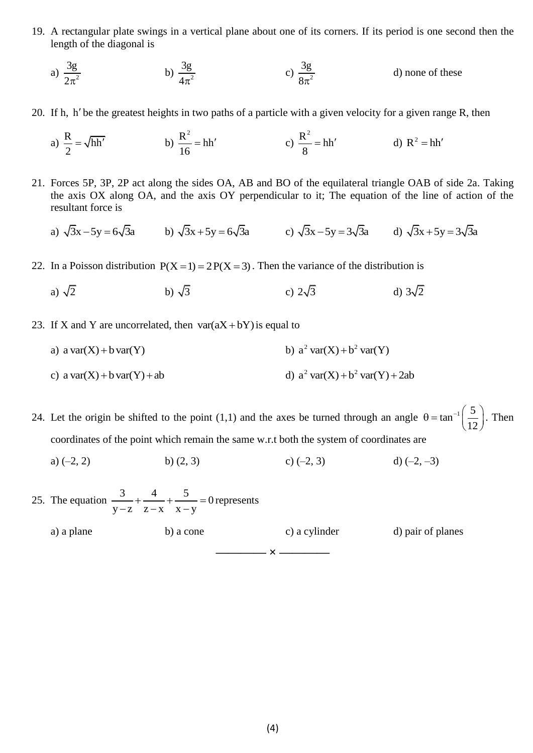19. A rectangular plate swings in a vertical plane about one of its corners. If its period is one second then the length of the diagonal is

    a) $\dfrac{3g}{2\pi^2}$ b) $\dfrac{3g}{4\pi^2}$ c) $\dfrac{3g}{8\pi^2}$ d) none of these

20. If h, $h'$ be the greatest heights in two paths of a particle with a given velocity for a given range R, then

    a) $\dfrac{R}{2} = \sqrt{hh'}$ b) $\dfrac{R^2}{16} = hh'$ c) $\dfrac{R^2}{8} = hh'$ d) $R^2 = hh'$

21. Forces 5P, 3P, 2P act along the sides OA, AB and BO of the equilateral triangle OAB of side 2a. Taking the axis OX along OA, and the axis OY perpendicular to it; The equation of the line of action of the resultant force is

    a) $\sqrt{3}x - 5y = 6\sqrt{3}a$ b) $\sqrt{3}x + 5y = 6\sqrt{3}a$ c) $\sqrt{3}x - 5y = 3\sqrt{3}a$ d) $\sqrt{3}x + 5y = 3\sqrt{3}a$

22. In a Poisson distribution $P(X = 1) = 2P(X = 3)$. Then the variance of the distribution is

    a) $\sqrt{2}$ b) $\sqrt{3}$ c) $2\sqrt{3}$ d) $3\sqrt{2}$

23. If X and Y are uncorrelated, then $\text{var}(aX + bY)$ is equal to

    a) $a\,\text{var}(X) + b\,\text{var}(Y)$ b) $a^2\,\text{var}(X) + b^2\,\text{var}(Y)$

    c) $a\,\text{var}(X) + b\,\text{var}(Y) + ab$ d) $a^2\,\text{var}(X) + b^2\,\text{var}(Y) + 2ab$

24. Let the origin be shifted to the point (1,1) and the axes be turned through an angle $\theta = \tan^{-1}\left(\dfrac{5}{12}\right)$. Then coordinates of the point which remain the same w.r.t both the system of coordinates are

    a) (–2, 2) b) (2, 3) c) (–2, 3) d) (–2, –3)

25. The equation $\dfrac{3}{y - z} + \dfrac{4}{z - x} + \dfrac{5}{x - y} = 0$ represents

    a) a plane b) a cone c) a cylinder d) pair of planes

———— × ————